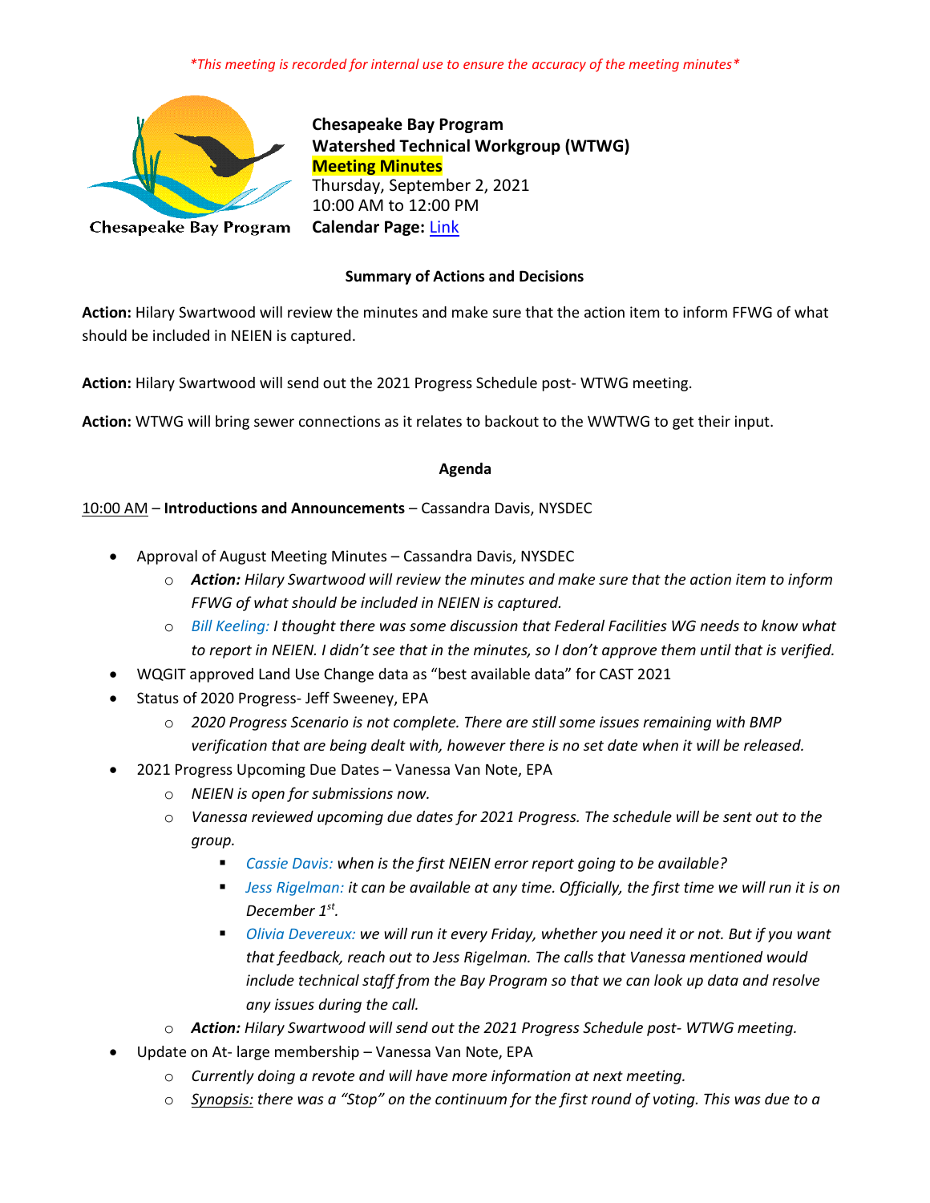*\*This meeting is recorded for internal use to ensure the accuracy of the meeting minutes\**

**Chesapeake Bay Program**
**Watershed Technical Workgroup (WTWG)**
**Meeting Minutes**
Thursday, September 2, 2021
10:00 AM to 12:00 PM
**Calendar Page:** Link

## Summary of Actions and Decisions

**Action:** Hilary Swartwood will review the minutes and make sure that the action item to inform FFWG of what should be included in NEIEN is captured.

**Action:** Hilary Swartwood will send out the 2021 Progress Schedule post- WTWG meeting.

**Action:** WTWG will bring sewer connections as it relates to backout to the WWTWG to get their input.

## Agenda

10:00 AM – **Introductions and Announcements** – Cassandra Davis, NYSDEC

- Approval of August Meeting Minutes – Cassandra Davis, NYSDEC
  - ***Action:*** *Hilary Swartwood will review the minutes and make sure that the action item to inform FFWG of what should be included in NEIEN is captured.*
  - *Bill Keeling: I thought there was some discussion that Federal Facilities WG needs to know what to report in NEIEN. I didn't see that in the minutes, so I don't approve them until that is verified.*
- WQGIT approved Land Use Change data as "best available data" for CAST 2021
- Status of 2020 Progress- Jeff Sweeney, EPA
  - *2020 Progress Scenario is not complete. There are still some issues remaining with BMP verification that are being dealt with, however there is no set date when it will be released.*
- 2021 Progress Upcoming Due Dates – Vanessa Van Note, EPA
  - *NEIEN is open for submissions now.*
  - *Vanessa reviewed upcoming due dates for 2021 Progress. The schedule will be sent out to the group.*
    - *Cassie Davis: when is the first NEIEN error report going to be available?*
    - *Jess Rigelman: it can be available at any time. Officially, the first time we will run it is on December 1st.*
    - *Olivia Devereux: we will run it every Friday, whether you need it or not. But if you want that feedback, reach out to Jess Rigelman. The calls that Vanessa mentioned would include technical staff from the Bay Program so that we can look up data and resolve any issues during the call.*
  - ***Action:*** *Hilary Swartwood will send out the 2021 Progress Schedule post- WTWG meeting.*
- Update on At- large membership – Vanessa Van Note, EPA
  - *Currently doing a revote and will have more information at next meeting.*
  - *Synopsis: there was a "Stop" on the continuum for the first round of voting. This was due to a*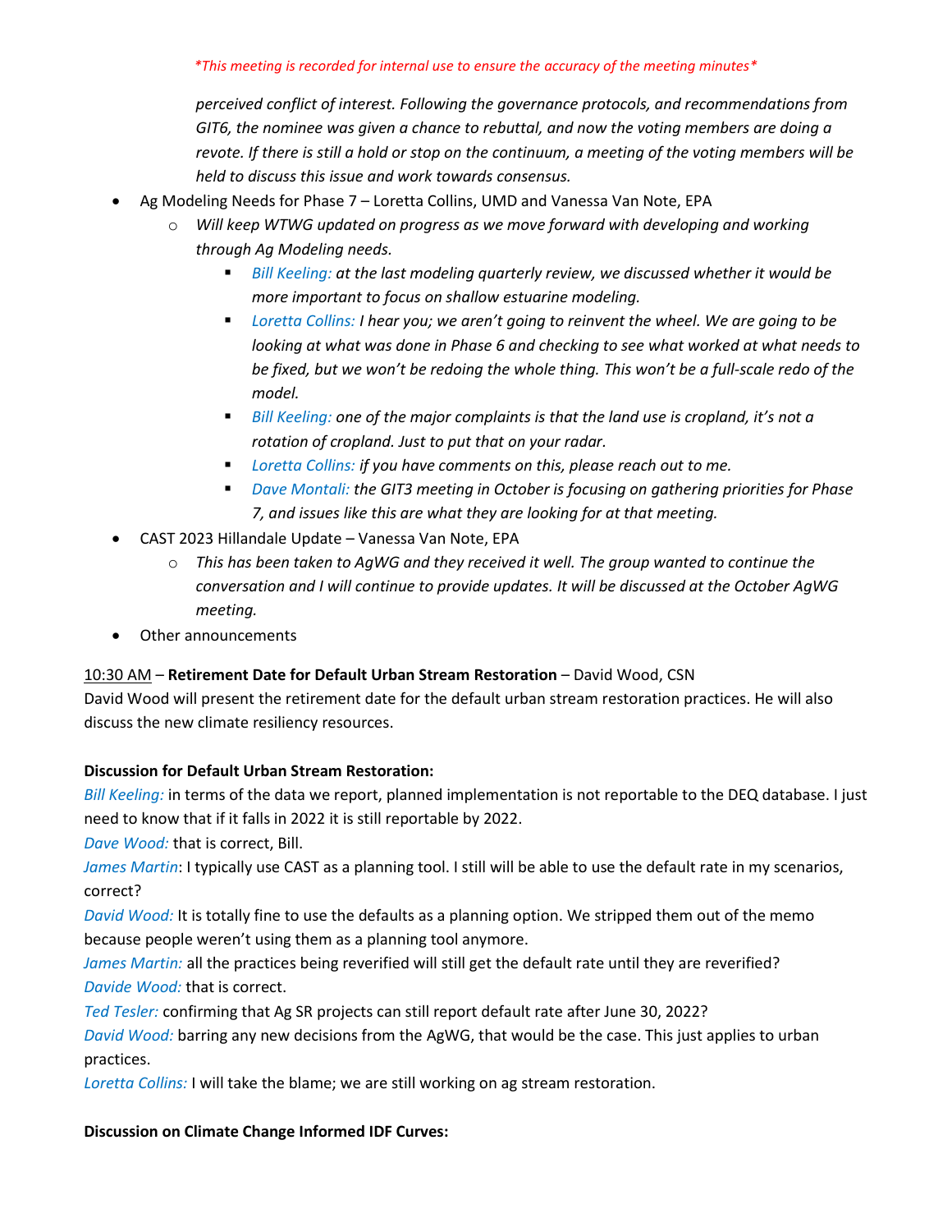*This meeting is recorded for internal use to ensure the accuracy of the meeting minutes*

*perceived conflict of interest. Following the governance protocols, and recommendations from GIT6, the nominee was given a chance to rebuttal, and now the voting members are doing a revote. If there is still a hold or stop on the continuum, a meeting of the voting members will be held to discuss this issue and work towards consensus.*

- Ag Modeling Needs for Phase 7 – Loretta Collins, UMD and Vanessa Van Note, EPA
  - *Will keep WTWG updated on progress as we move forward with developing and working through Ag Modeling needs.*
    - *Bill Keeling: at the last modeling quarterly review, we discussed whether it would be more important to focus on shallow estuarine modeling.*
    - *Loretta Collins: I hear you; we aren't going to reinvent the wheel. We are going to be looking at what was done in Phase 6 and checking to see what worked at what needs to be fixed, but we won't be redoing the whole thing. This won't be a full-scale redo of the model.*
    - *Bill Keeling: one of the major complaints is that the land use is cropland, it's not a rotation of cropland. Just to put that on your radar.*
    - *Loretta Collins: if you have comments on this, please reach out to me.*
    - *Dave Montali: the GIT3 meeting in October is focusing on gathering priorities for Phase 7, and issues like this are what they are looking for at that meeting.*
- CAST 2023 Hillandale Update – Vanessa Van Note, EPA
  - *This has been taken to AgWG and they received it well. The group wanted to continue the conversation and I will continue to provide updates. It will be discussed at the October AgWG meeting.*
- Other announcements

10:30 AM – **Retirement Date for Default Urban Stream Restoration** – David Wood, CSN

David Wood will present the retirement date for the default urban stream restoration practices. He will also discuss the new climate resiliency resources.

**Discussion for Default Urban Stream Restoration:**

*Bill Keeling:* in terms of the data we report, planned implementation is not reportable to the DEQ database. I just need to know that if it falls in 2022 it is still reportable by 2022.

*Dave Wood:* that is correct, Bill.

*James Martin*: I typically use CAST as a planning tool. I still will be able to use the default rate in my scenarios, correct?

*David Wood:* It is totally fine to use the defaults as a planning option. We stripped them out of the memo because people weren't using them as a planning tool anymore.

*James Martin:* all the practices being reverified will still get the default rate until they are reverified?

*Davide Wood:* that is correct.

*Ted Tesler:* confirming that Ag SR projects can still report default rate after June 30, 2022?

*David Wood:* barring any new decisions from the AgWG, that would be the case. This just applies to urban practices.

*Loretta Collins:* I will take the blame; we are still working on ag stream restoration.

**Discussion on Climate Change Informed IDF Curves:**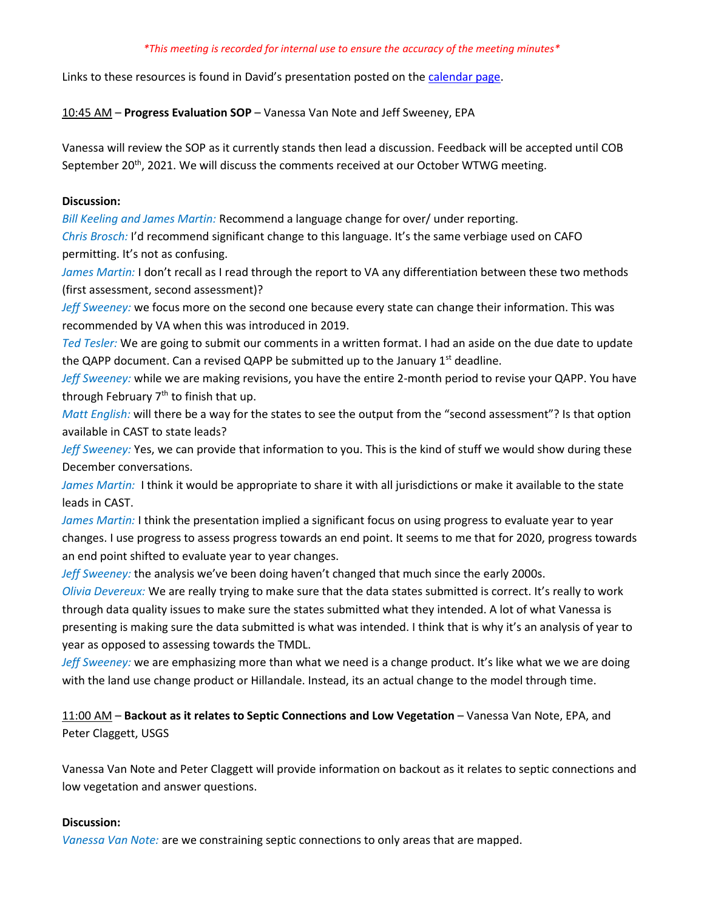*\*This meeting is recorded for internal use to ensure the accuracy of the meeting minutes\**

Links to these resources is found in David's presentation posted on the [calendar page](calendar page).

10:45 AM – **Progress Evaluation SOP** – Vanessa Van Note and Jeff Sweeney, EPA

Vanessa will review the SOP as it currently stands then lead a discussion. Feedback will be accepted until COB September 20th, 2021. We will discuss the comments received at our October WTWG meeting.

**Discussion:**

*Bill Keeling and James Martin:* Recommend a language change for over/ under reporting.

*Chris Brosch:* I'd recommend significant change to this language. It's the same verbiage used on CAFO permitting. It's not as confusing.

*James Martin:* I don't recall as I read through the report to VA any differentiation between these two methods (first assessment, second assessment)?

*Jeff Sweeney:* we focus more on the second one because every state can change their information. This was recommended by VA when this was introduced in 2019.

*Ted Tesler:* We are going to submit our comments in a written format. I had an aside on the due date to update the QAPP document. Can a revised QAPP be submitted up to the January 1st deadline.

*Jeff Sweeney:* while we are making revisions, you have the entire 2-month period to revise your QAPP. You have through February 7th to finish that up.

*Matt English:* will there be a way for the states to see the output from the "second assessment"? Is that option available in CAST to state leads?

*Jeff Sweeney:* Yes, we can provide that information to you. This is the kind of stuff we would show during these December conversations.

*James Martin:* I think it would be appropriate to share it with all jurisdictions or make it available to the state leads in CAST.

*James Martin:* I think the presentation implied a significant focus on using progress to evaluate year to year changes. I use progress to assess progress towards an end point. It seems to me that for 2020, progress towards an end point shifted to evaluate year to year changes.

*Jeff Sweeney:* the analysis we've been doing haven't changed that much since the early 2000s.

*Olivia Devereux:* We are really trying to make sure that the data states submitted is correct. It's really to work through data quality issues to make sure the states submitted what they intended. A lot of what Vanessa is presenting is making sure the data submitted is what was intended. I think that is why it's an analysis of year to year as opposed to assessing towards the TMDL.

*Jeff Sweeney:* we are emphasizing more than what we need is a change product. It's like what we we are doing with the land use change product or Hillandale. Instead, its an actual change to the model through time.

11:00 AM – **Backout as it relates to Septic Connections and Low Vegetation** – Vanessa Van Note, EPA, and Peter Claggett, USGS

Vanessa Van Note and Peter Claggett will provide information on backout as it relates to septic connections and low vegetation and answer questions.

**Discussion:**

*Vanessa Van Note:* are we constraining septic connections to only areas that are mapped.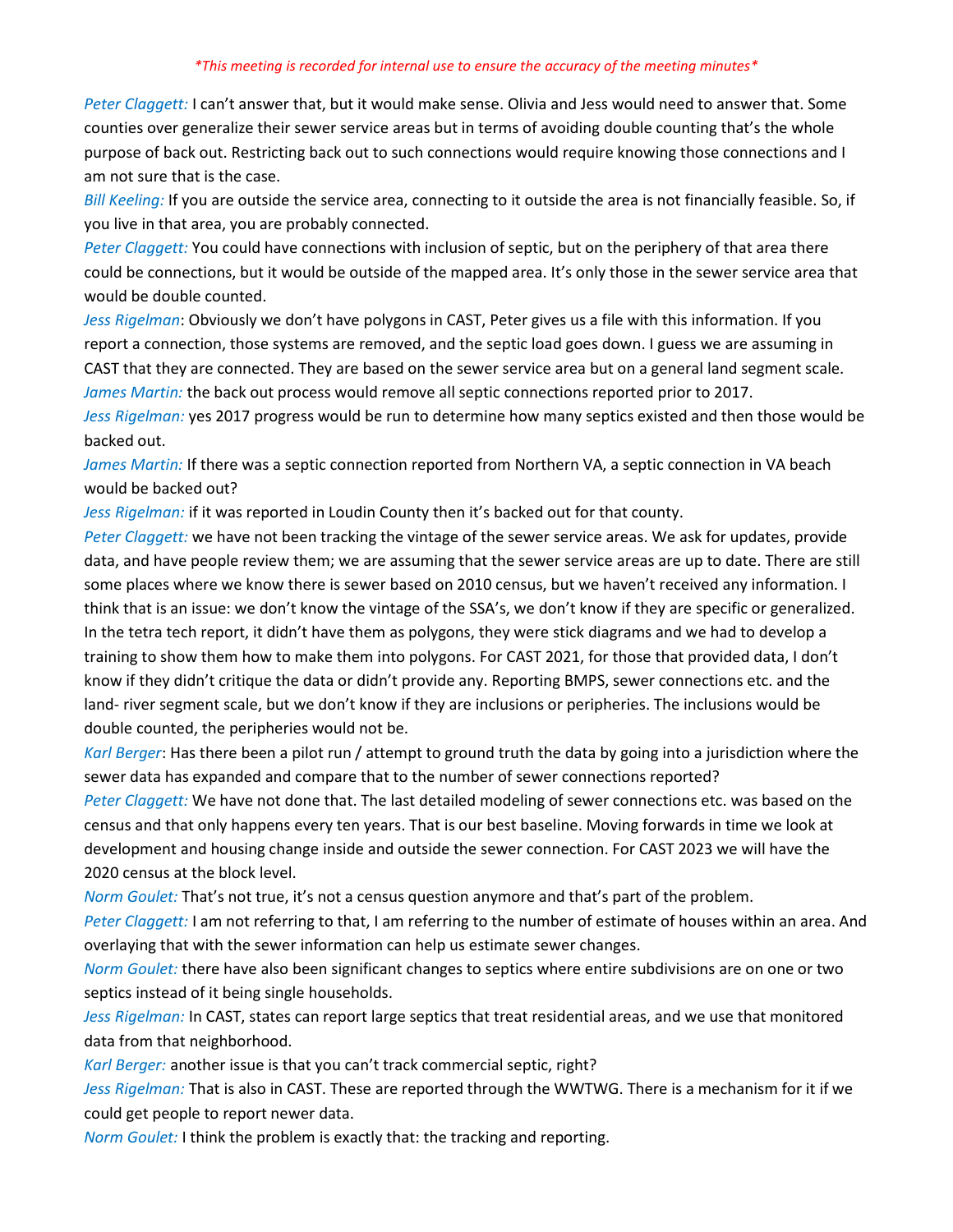*\*This meeting is recorded for internal use to ensure the accuracy of the meeting minutes\**

*Peter Claggett:* I can't answer that, but it would make sense. Olivia and Jess would need to answer that. Some counties over generalize their sewer service areas but in terms of avoiding double counting that's the whole purpose of back out. Restricting back out to such connections would require knowing those connections and I am not sure that is the case.

*Bill Keeling:* If you are outside the service area, connecting to it outside the area is not financially feasible. So, if you live in that area, you are probably connected.

*Peter Claggett:* You could have connections with inclusion of septic, but on the periphery of that area there could be connections, but it would be outside of the mapped area. It's only those in the sewer service area that would be double counted.

*Jess Rigelman*: Obviously we don't have polygons in CAST, Peter gives us a file with this information. If you report a connection, those systems are removed, and the septic load goes down. I guess we are assuming in CAST that they are connected. They are based on the sewer service area but on a general land segment scale.

*James Martin:* the back out process would remove all septic connections reported prior to 2017.

*Jess Rigelman:* yes 2017 progress would be run to determine how many septics existed and then those would be backed out.

*James Martin:* If there was a septic connection reported from Northern VA, a septic connection in VA beach would be backed out?

*Jess Rigelman:* if it was reported in Loudin County then it's backed out for that county.

*Peter Claggett:* we have not been tracking the vintage of the sewer service areas. We ask for updates, provide data, and have people review them; we are assuming that the sewer service areas are up to date. There are still some places where we know there is sewer based on 2010 census, but we haven't received any information. I think that is an issue: we don't know the vintage of the SSA's, we don't know if they are specific or generalized. In the tetra tech report, it didn't have them as polygons, they were stick diagrams and we had to develop a training to show them how to make them into polygons. For CAST 2021, for those that provided data, I don't know if they didn't critique the data or didn't provide any. Reporting BMPS, sewer connections etc. and the land- river segment scale, but we don't know if they are inclusions or peripheries. The inclusions would be double counted, the peripheries would not be.

*Karl Berger*: Has there been a pilot run / attempt to ground truth the data by going into a jurisdiction where the sewer data has expanded and compare that to the number of sewer connections reported?

*Peter Claggett:* We have not done that. The last detailed modeling of sewer connections etc. was based on the census and that only happens every ten years. That is our best baseline. Moving forwards in time we look at development and housing change inside and outside the sewer connection. For CAST 2023 we will have the 2020 census at the block level.

*Norm Goulet:* That's not true, it's not a census question anymore and that's part of the problem.

*Peter Claggett:* I am not referring to that, I am referring to the number of estimate of houses within an area. And overlaying that with the sewer information can help us estimate sewer changes.

*Norm Goulet:* there have also been significant changes to septics where entire subdivisions are on one or two septics instead of it being single households.

*Jess Rigelman:* In CAST, states can report large septics that treat residential areas, and we use that monitored data from that neighborhood.

*Karl Berger:* another issue is that you can't track commercial septic, right?

*Jess Rigelman:* That is also in CAST. These are reported through the WWTWG. There is a mechanism for it if we could get people to report newer data.

*Norm Goulet:* I think the problem is exactly that: the tracking and reporting.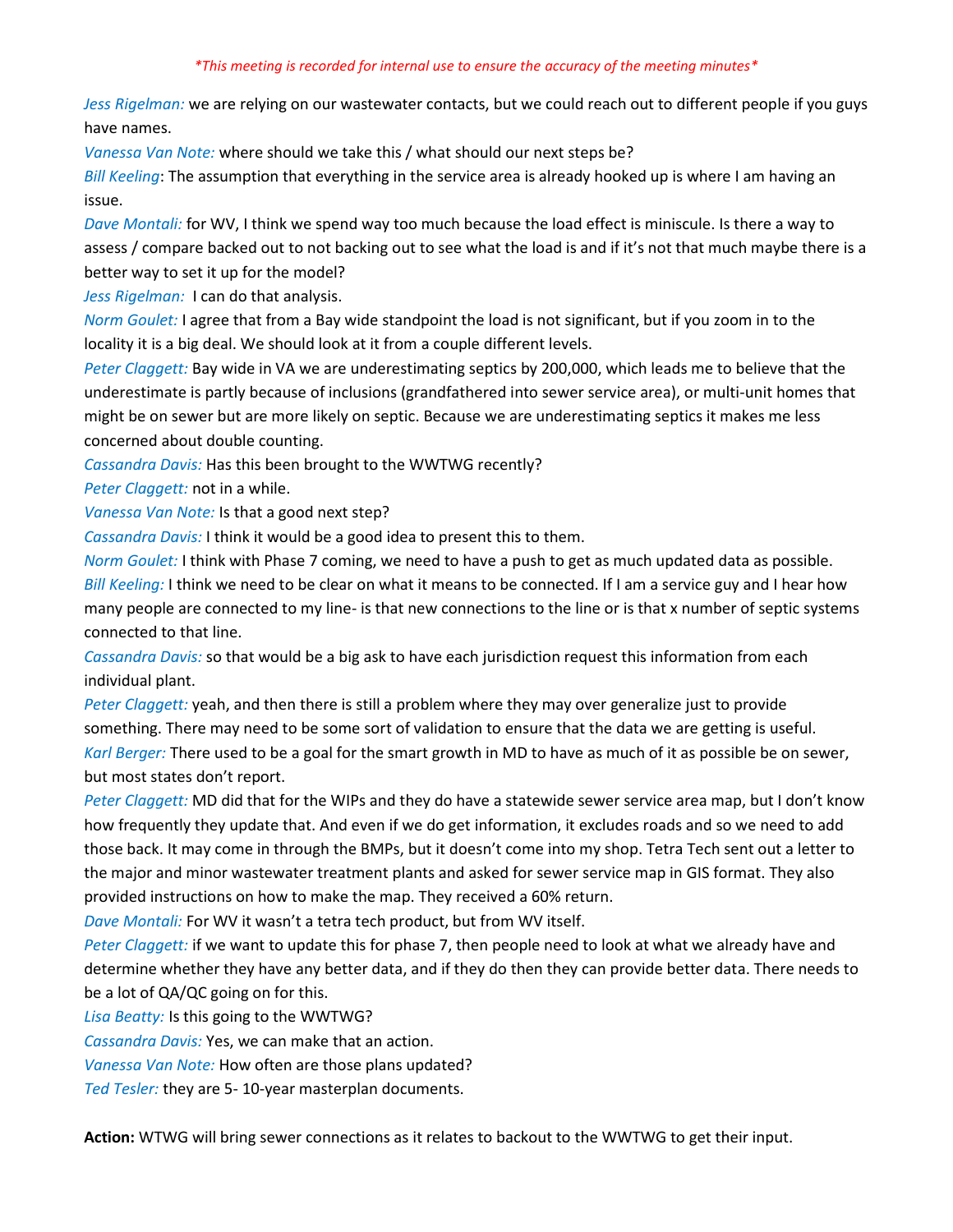*\*This meeting is recorded for internal use to ensure the accuracy of the meeting minutes\**

*Jess Rigelman:* we are relying on our wastewater contacts, but we could reach out to different people if you guys have names.

*Vanessa Van Note:* where should we take this / what should our next steps be?

*Bill Keeling*: The assumption that everything in the service area is already hooked up is where I am having an issue.

*Dave Montali:* for WV, I think we spend way too much because the load effect is miniscule. Is there a way to assess / compare backed out to not backing out to see what the load is and if it's not that much maybe there is a better way to set it up for the model?

*Jess Rigelman:* I can do that analysis.

*Norm Goulet:* I agree that from a Bay wide standpoint the load is not significant, but if you zoom in to the locality it is a big deal. We should look at it from a couple different levels.

*Peter Claggett:* Bay wide in VA we are underestimating septics by 200,000, which leads me to believe that the underestimate is partly because of inclusions (grandfathered into sewer service area), or multi-unit homes that might be on sewer but are more likely on septic. Because we are underestimating septics it makes me less concerned about double counting.

*Cassandra Davis:* Has this been brought to the WWTWG recently?

*Peter Claggett:* not in a while.

*Vanessa Van Note:* Is that a good next step?

*Cassandra Davis:* I think it would be a good idea to present this to them.

*Norm Goulet:* I think with Phase 7 coming, we need to have a push to get as much updated data as possible.

*Bill Keeling:* I think we need to be clear on what it means to be connected. If I am a service guy and I hear how many people are connected to my line- is that new connections to the line or is that x number of septic systems connected to that line.

*Cassandra Davis:* so that would be a big ask to have each jurisdiction request this information from each individual plant.

*Peter Claggett:* yeah, and then there is still a problem where they may over generalize just to provide something. There may need to be some sort of validation to ensure that the data we are getting is useful.

*Karl Berger:* There used to be a goal for the smart growth in MD to have as much of it as possible be on sewer, but most states don't report.

*Peter Claggett:* MD did that for the WIPs and they do have a statewide sewer service area map, but I don't know how frequently they update that. And even if we do get information, it excludes roads and so we need to add those back. It may come in through the BMPs, but it doesn't come into my shop. Tetra Tech sent out a letter to the major and minor wastewater treatment plants and asked for sewer service map in GIS format. They also provided instructions on how to make the map. They received a 60% return.

*Dave Montali:* For WV it wasn't a tetra tech product, but from WV itself.

*Peter Claggett:* if we want to update this for phase 7, then people need to look at what we already have and determine whether they have any better data, and if they do then they can provide better data. There needs to be a lot of QA/QC going on for this.

*Lisa Beatty:* Is this going to the WWTWG?

*Cassandra Davis:* Yes, we can make that an action.

*Vanessa Van Note:* How often are those plans updated?

*Ted Tesler:* they are 5- 10-year masterplan documents.

**Action:** WTWG will bring sewer connections as it relates to backout to the WWTWG to get their input.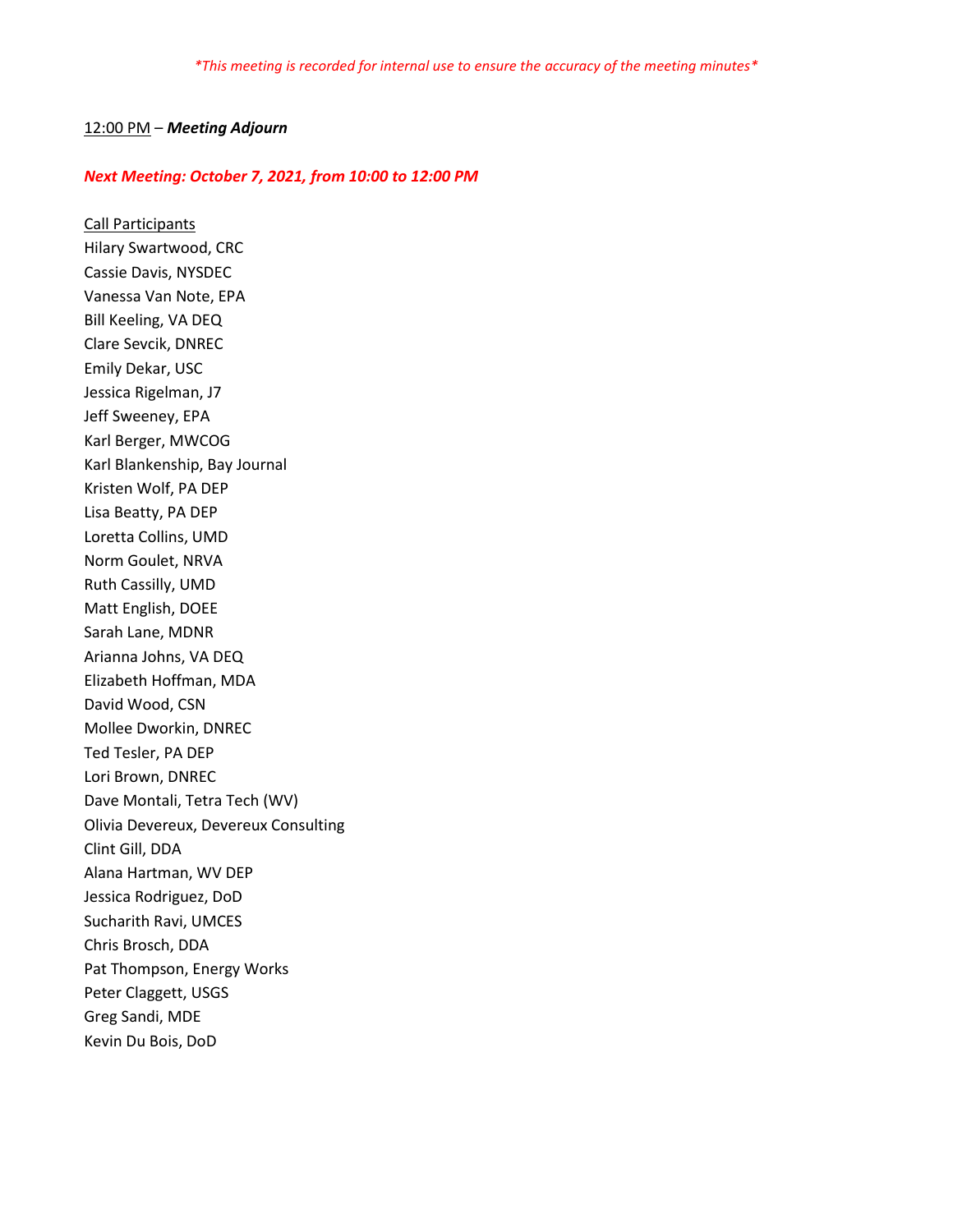*\*This meeting is recorded for internal use to ensure the accuracy of the meeting minutes\**

12:00 PM – ***Meeting Adjourn***

***Next Meeting: October 7, 2021, from 10:00 to 12:00 PM***

Call Participants

Hilary Swartwood, CRC
Cassie Davis, NYSDEC
Vanessa Van Note, EPA
Bill Keeling, VA DEQ
Clare Sevcik, DNREC
Emily Dekar, USC
Jessica Rigelman, J7
Jeff Sweeney, EPA
Karl Berger, MWCOG
Karl Blankenship, Bay Journal
Kristen Wolf, PA DEP
Lisa Beatty, PA DEP
Loretta Collins, UMD
Norm Goulet, NRVA
Ruth Cassilly, UMD
Matt English, DOEE
Sarah Lane, MDNR
Arianna Johns, VA DEQ
Elizabeth Hoffman, MDA
David Wood, CSN
Mollee Dworkin, DNREC
Ted Tesler, PA DEP
Lori Brown, DNREC
Dave Montali, Tetra Tech (WV)
Olivia Devereux, Devereux Consulting
Clint Gill, DDA
Alana Hartman, WV DEP
Jessica Rodriguez, DoD
Sucharith Ravi, UMCES
Chris Brosch, DDA
Pat Thompson, Energy Works
Peter Claggett, USGS
Greg Sandi, MDE
Kevin Du Bois, DoD